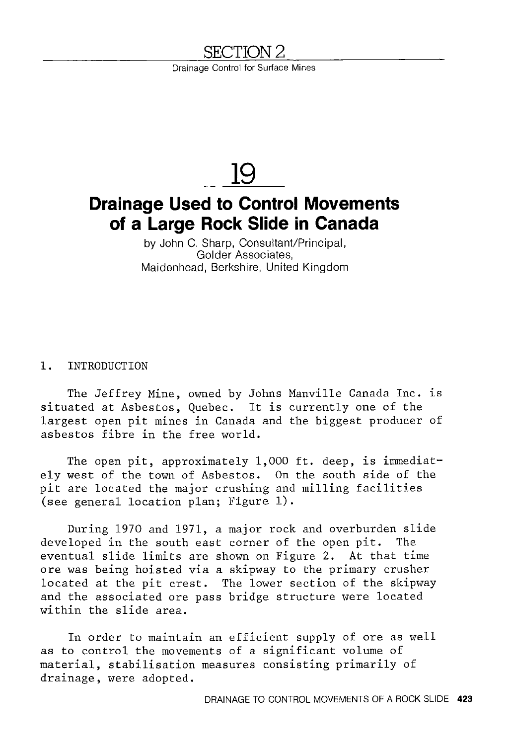# SECTION 2

Drainage Control for Surface Mines

# 19

# Drainage Used to Control Movements of a Large Rock Slide in Canada

by John C. Sharp, Consultant/Principal, Golder Associates, Maidenhead, Berkshire, United Kingdom

## 1. INTRODUCTION

The Jeffrey Mine, owned by Johns Manville Canada Inc. is situated at Asbestos, Quebec. It is currently one of the largest open pit mines in Canada and the biggest producer of asbestos fibre in the free world.

The open pit, approximately 1,000 ft. deep, is immediately west of the town of Asbestos. On the south side of the pit are located the major crushing and milling facilities (see general location plan; Figure 1).

During 1970 and 1971, a major rock and overburden slide developed in the south east corner of the open pit. The eventual slide limits are shown on Figure 2. At that time ore was being hoisted via a skipway to the primary crusher located at the pit crest. The lower section of the skipway and the associated ore pass bridge structure were located within the slide area.

In order to maintain an efficient supply of ore as well as to control the movements of a significant volume of material, stabilisation measures consisting primarily of drainage, were adopted.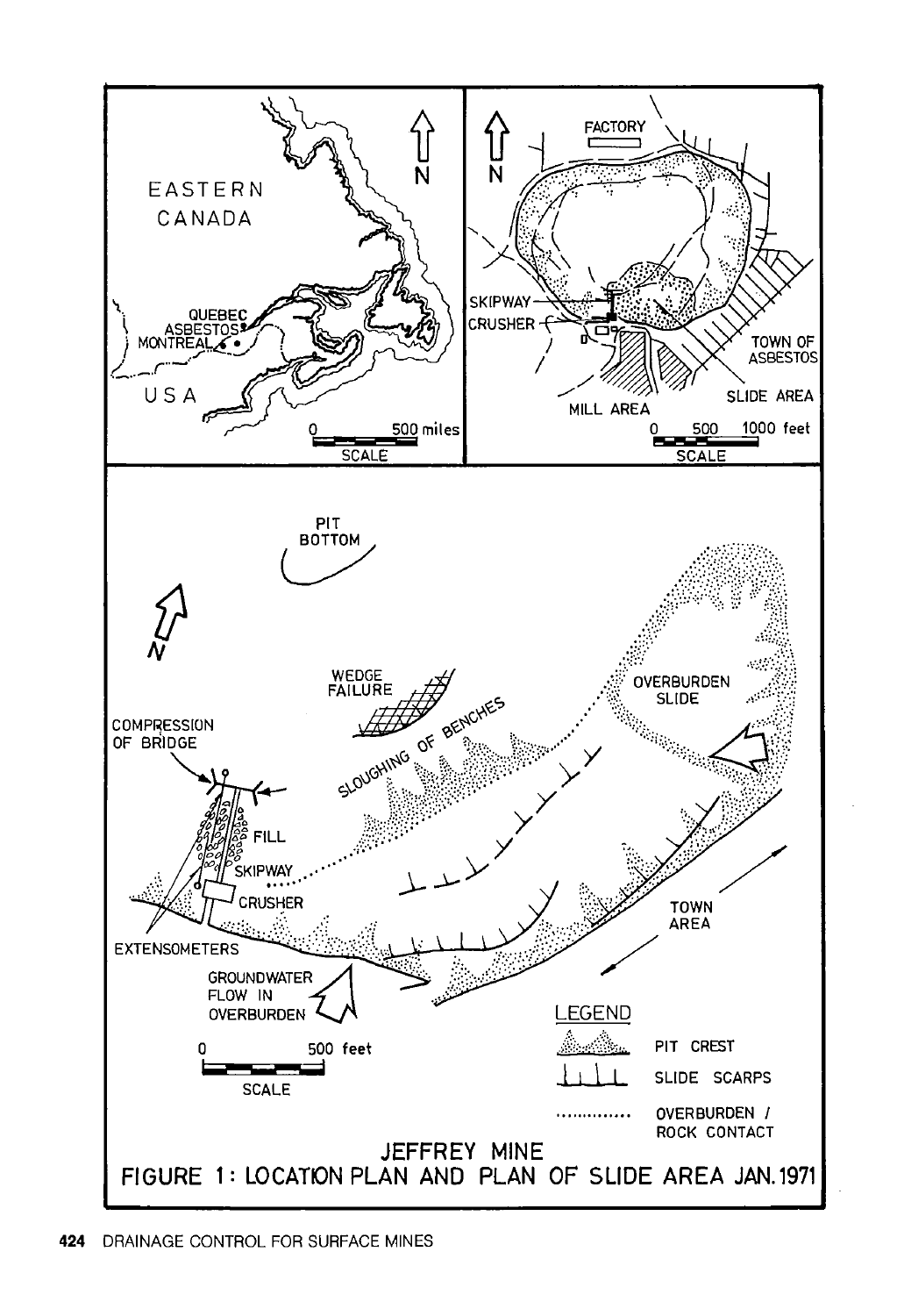JEFFREY MINE

FIGURE 1: LOCATION PLAN AND PLAN OF SLIDE AREA JAN. 1971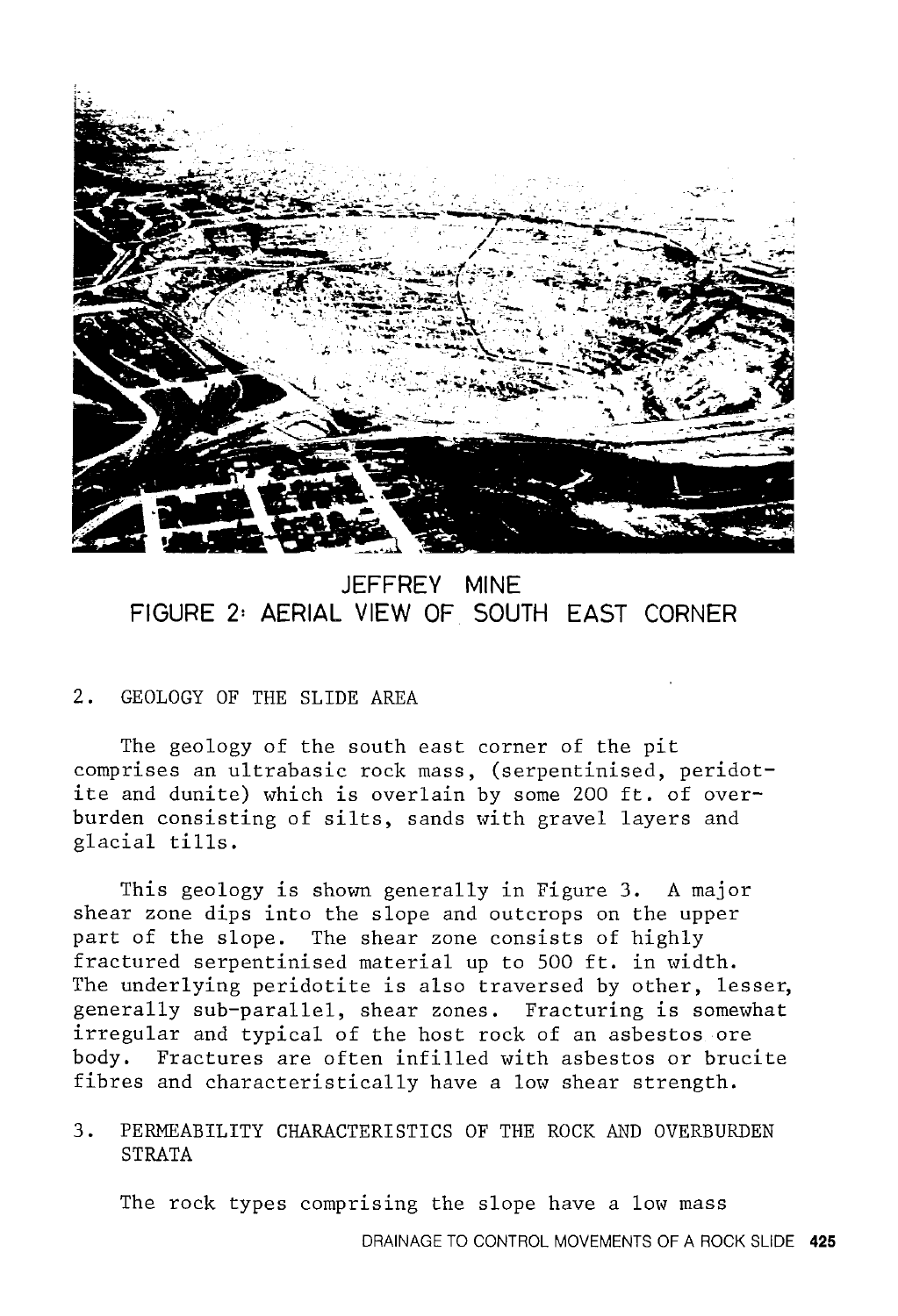JEFFREY MINE
FIGURE 2: AERIAL VIEW OF SOUTH EAST CORNER

## 2. GEOLOGY OF THE SLIDE AREA

The geology of the south east corner of the pit comprises an ultrabasic rock mass, (serpentinised, peridotite and dunite) which is overlain by some 200 ft. of overburden consisting of silts, sands with gravel layers and glacial tills.

This geology is shown generally in Figure 3. A major shear zone dips into the slope and outcrops on the upper part of the slope. The shear zone consists of highly fractured serpentinised material up to 500 ft. in width. The underlying peridotite is also traversed by other, lesser, generally sub-parallel, shear zones. Fracturing is somewhat irregular and typical of the host rock of an asbestos ore body. Fractures are often infilled with asbestos or brucite fibres and characteristically have a low shear strength.

## 3. PERMEABILITY CHARACTERISTICS OF THE ROCK AND OVERBURDEN STRATA

The rock types comprising the slope have a low mass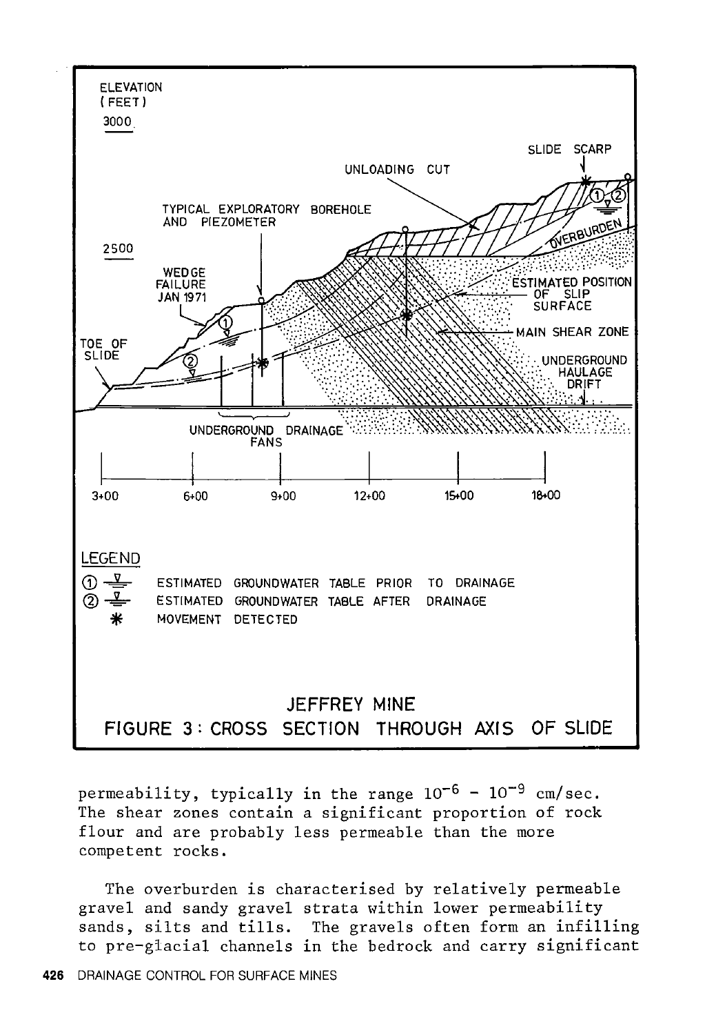JEFFREY MINE

FIGURE 3: CROSS SECTION THROUGH AXIS OF SLIDE

permeability, typically in the range $10^{-6}$ - $10^{-9}$ cm/sec. The shear zones contain a significant proportion of rock flour and are probably less permeable than the more competent rocks.

The overburden is characterised by relatively permeable gravel and sandy gravel strata within lower permeability sands, silts and tills. The gravels often form an infilling to pre-glacial channels in the bedrock and carry significant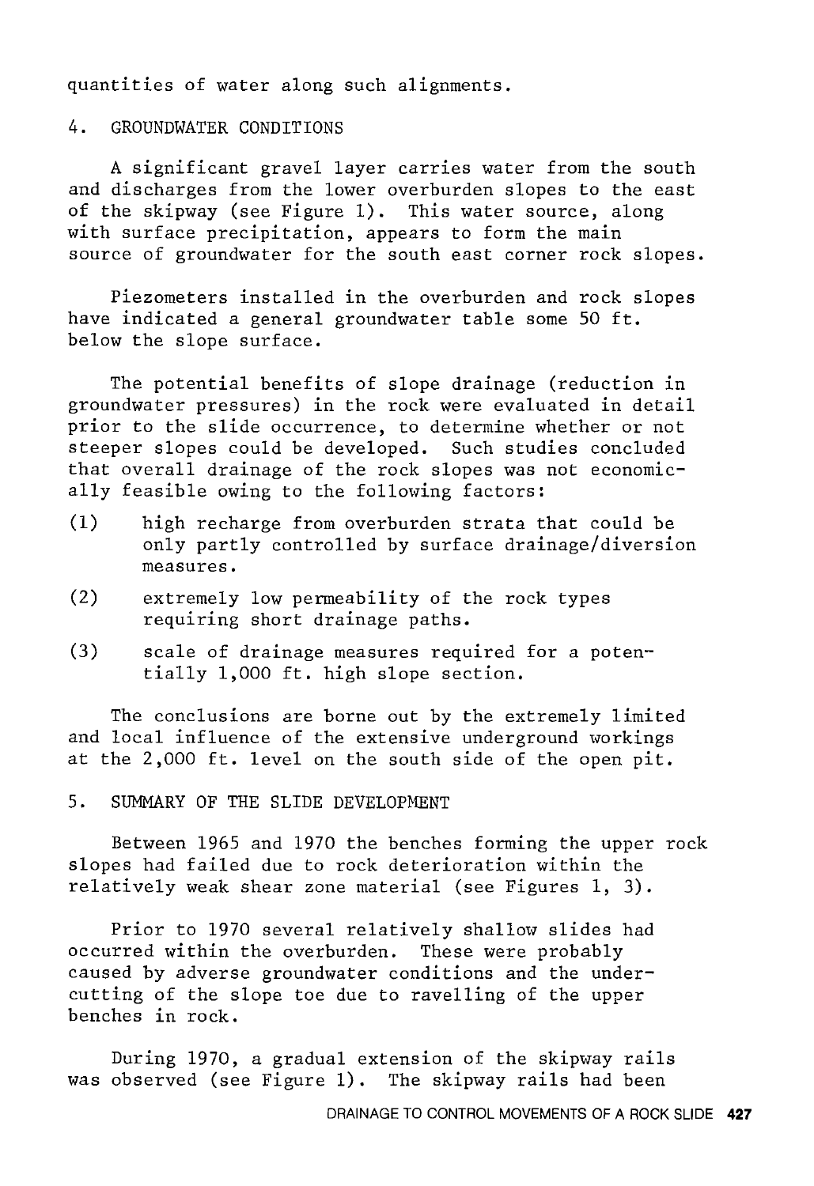quantities of water along such alignments.

## 4. GROUNDWATER CONDITIONS

A significant gravel layer carries water from the south and discharges from the lower overburden slopes to the east of the skipway (see Figure 1). This water source, along with surface precipitation, appears to form the main source of groundwater for the south east corner rock slopes.

Piezometers installed in the overburden and rock slopes have indicated a general groundwater table some 50 ft. below the slope surface.

The potential benefits of slope drainage (reduction in groundwater pressures) in the rock were evaluated in detail prior to the slide occurrence, to determine whether or not steeper slopes could be developed. Such studies concluded that overall drainage of the rock slopes was not economically feasible owing to the following factors:

(1) high recharge from overburden strata that could be only partly controlled by surface drainage/diversion measures.

(2) extremely low permeability of the rock types requiring short drainage paths.

(3) scale of drainage measures required for a potentially 1,000 ft. high slope section.

The conclusions are borne out by the extremely limited and local influence of the extensive underground workings at the 2,000 ft. level on the south side of the open pit.

## 5. SUMMARY OF THE SLIDE DEVELOPMENT

Between 1965 and 1970 the benches forming the upper rock slopes had failed due to rock deterioration within the relatively weak shear zone material (see Figures 1, 3).

Prior to 1970 several relatively shallow slides had occurred within the overburden. These were probably caused by adverse groundwater conditions and the undercutting of the slope toe due to ravelling of the upper benches in rock.

During 1970, a gradual extension of the skipway rails was observed (see Figure 1). The skipway rails had been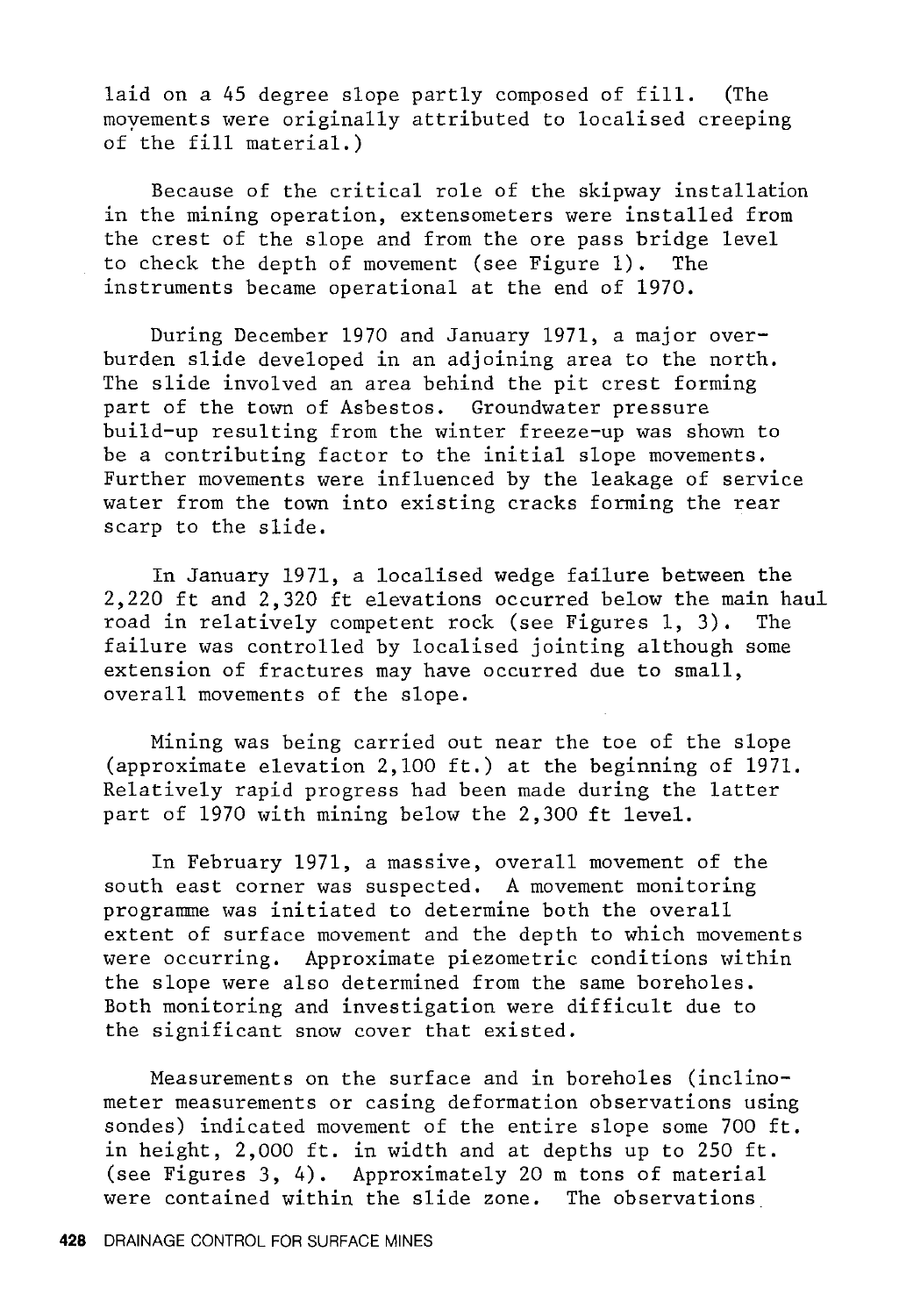laid on a 45 degree slope partly composed of fill. (The movements were originally attributed to localised creeping of the fill material.)

Because of the critical role of the skipway installation in the mining operation, extensometers were installed from the crest of the slope and from the ore pass bridge level to check the depth of movement (see Figure 1). The instruments became operational at the end of 1970.

During December 1970 and January 1971, a major overburden slide developed in an adjoining area to the north. The slide involved an area behind the pit crest forming part of the town of Asbestos. Groundwater pressure build-up resulting from the winter freeze-up was shown to be a contributing factor to the initial slope movements. Further movements were influenced by the leakage of service water from the town into existing cracks forming the rear scarp to the slide.

In January 1971, a localised wedge failure between the 2,220 ft and 2,320 ft elevations occurred below the main haul road in relatively competent rock (see Figures 1, 3). The failure was controlled by localised jointing although some extension of fractures may have occurred due to small, overall movements of the slope.

Mining was being carried out near the toe of the slope (approximate elevation 2,100 ft.) at the beginning of 1971. Relatively rapid progress had been made during the latter part of 1970 with mining below the 2,300 ft level.

In February 1971, a massive, overall movement of the south east corner was suspected. A movement monitoring programme was initiated to determine both the overall extent of surface movement and the depth to which movements were occurring. Approximate piezometric conditions within the slope were also determined from the same boreholes. Both monitoring and investigation were difficult due to the significant snow cover that existed.

Measurements on the surface and in boreholes (inclinometer measurements or casing deformation observations using sondes) indicated movement of the entire slope some 700 ft. in height, 2,000 ft. in width and at depths up to 250 ft. (see Figures 3, 4). Approximately 20 m tons of material were contained within the slide zone. The observations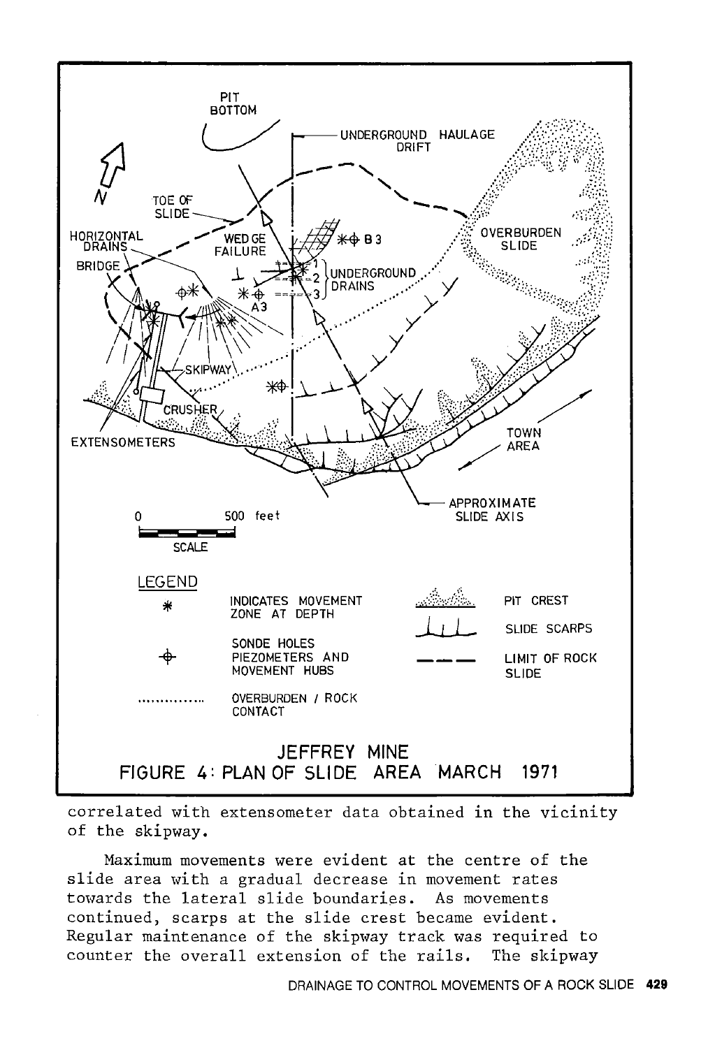JEFFREY MINE

FIGURE 4: PLAN OF SLIDE AREA MARCH 1971

correlated with extensometer data obtained in the vicinity of the skipway.

Maximum movements were evident at the centre of the slide area with a gradual decrease in movement rates towards the lateral slide boundaries. As movements continued, scarps at the slide crest became evident. Regular maintenance of the skipway track was required to counter the overall extension of the rails. The skipway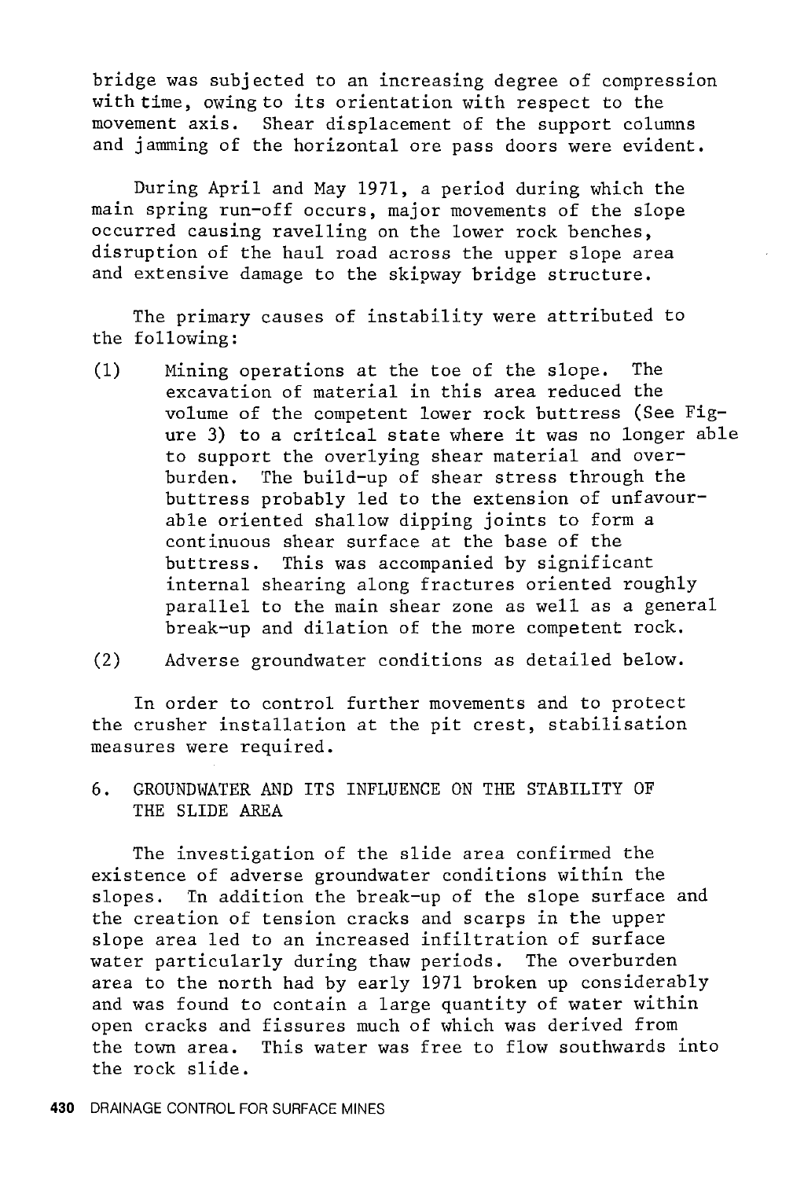bridge was subjected to an increasing degree of compression with time, owing to its orientation with respect to the movement axis. Shear displacement of the support columns and jamming of the horizontal ore pass doors were evident.

During April and May 1971, a period during which the main spring run-off occurs, major movements of the slope occurred causing ravelling on the lower rock benches, disruption of the haul road across the upper slope area and extensive damage to the skipway bridge structure.

The primary causes of instability were attributed to the following:

(1) Mining operations at the toe of the slope. The excavation of material in this area reduced the volume of the competent lower rock buttress (See Figure 3) to a critical state where it was no longer able to support the overlying shear material and overburden. The build-up of shear stress through the buttress probably led to the extension of unfavourable oriented shallow dipping joints to form a continuous shear surface at the base of the buttress. This was accompanied by significant internal shearing along fractures oriented roughly parallel to the main shear zone as well as a general break-up and dilation of the more competent rock.

(2) Adverse groundwater conditions as detailed below.

In order to control further movements and to protect the crusher installation at the pit crest, stabilisation measures were required.

## 6. GROUNDWATER AND ITS INFLUENCE ON THE STABILITY OF THE SLIDE AREA

The investigation of the slide area confirmed the existence of adverse groundwater conditions within the slopes. In addition the break-up of the slope surface and the creation of tension cracks and scarps in the upper slope area led to an increased infiltration of surface water particularly during thaw periods. The overburden area to the north had by early 1971 broken up considerably and was found to contain a large quantity of water within open cracks and fissures much of which was derived from the town area. This water was free to flow southwards into the rock slide.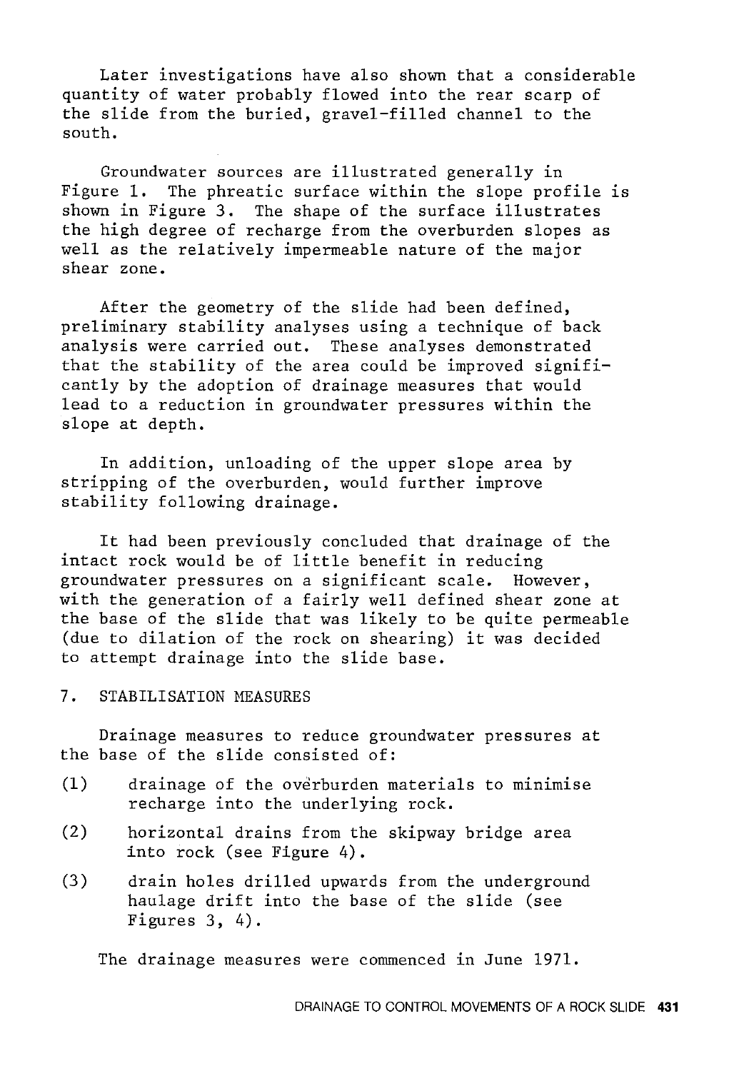Later investigations have also shown that a considerable quantity of water probably flowed into the rear scarp of the slide from the buried, gravel-filled channel to the south.

Groundwater sources are illustrated generally in Figure 1. The phreatic surface within the slope profile is shown in Figure 3. The shape of the surface illustrates the high degree of recharge from the overburden slopes as well as the relatively impermeable nature of the major shear zone.

After the geometry of the slide had been defined, preliminary stability analyses using a technique of back analysis were carried out. These analyses demonstrated that the stability of the area could be improved significantly by the adoption of drainage measures that would lead to a reduction in groundwater pressures within the slope at depth.

In addition, unloading of the upper slope area by stripping of the overburden, would further improve stability following drainage.

It had been previously concluded that drainage of the intact rock would be of little benefit in reducing groundwater pressures on a significant scale. However, with the generation of a fairly well defined shear zone at the base of the slide that was likely to be quite permeable (due to dilation of the rock on shearing) it was decided to attempt drainage into the slide base.

## 7. STABILISATION MEASURES

Drainage measures to reduce groundwater pressures at the base of the slide consisted of:

(1) drainage of the overburden materials to minimise recharge into the underlying rock.

(2) horizontal drains from the skipway bridge area into rock (see Figure 4).

(3) drain holes drilled upwards from the underground haulage drift into the base of the slide (see Figures 3, 4).

The drainage measures were commenced in June 1971.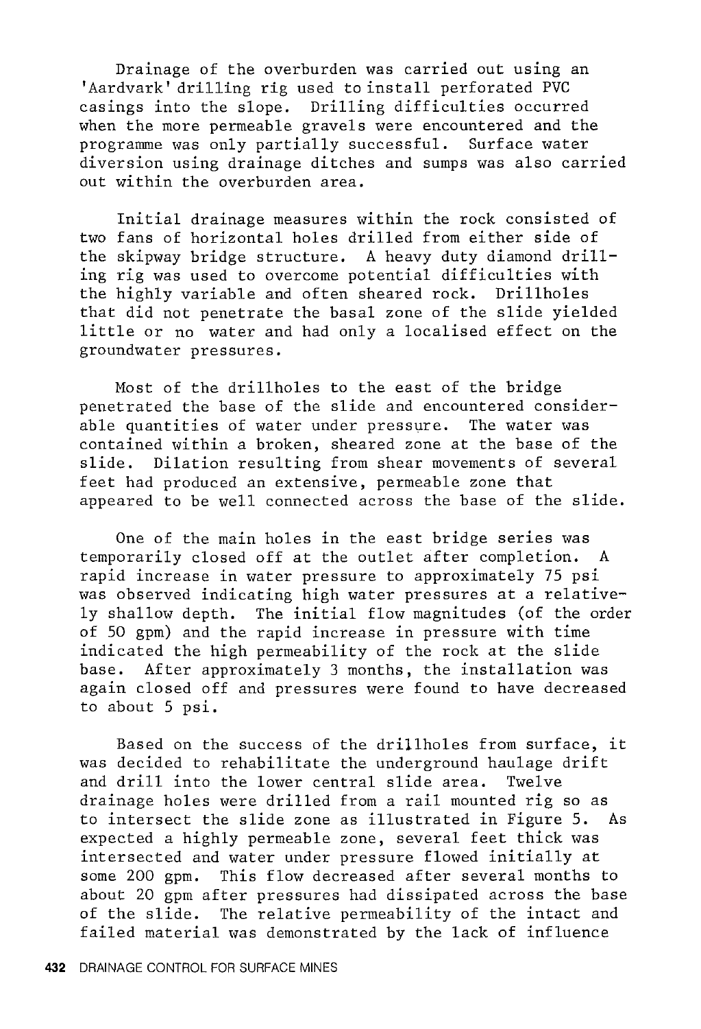Drainage of the overburden was carried out using an 'Aardvark' drilling rig used to install perforated PVC casings into the slope. Drilling difficulties occurred when the more permeable gravels were encountered and the programme was only partially successful. Surface water diversion using drainage ditches and sumps was also carried out within the overburden area.

Initial drainage measures within the rock consisted of two fans of horizontal holes drilled from either side of the skipway bridge structure. A heavy duty diamond drilling rig was used to overcome potential difficulties with the highly variable and often sheared rock. Drillholes that did not penetrate the basal zone of the slide yielded little or no water and had only a localised effect on the groundwater pressures.

Most of the drillholes to the east of the bridge penetrated the base of the slide and encountered considerable quantities of water under pressure. The water was contained within a broken, sheared zone at the base of the slide. Dilation resulting from shear movements of several feet had produced an extensive, permeable zone that appeared to be well connected across the base of the slide.

One of the main holes in the east bridge series was temporarily closed off at the outlet after completion. A rapid increase in water pressure to approximately 75 psi was observed indicating high water pressures at a relatively shallow depth. The initial flow magnitudes (of the order of 50 gpm) and the rapid increase in pressure with time indicated the high permeability of the rock at the slide base. After approximately 3 months, the installation was again closed off and pressures were found to have decreased to about 5 psi.

Based on the success of the drillholes from surface, it was decided to rehabilitate the underground haulage drift and drill into the lower central slide area. Twelve drainage holes were drilled from a rail mounted rig so as to intersect the slide zone as illustrated in Figure 5. As expected a highly permeable zone, several feet thick was intersected and water under pressure flowed initially at some 200 gpm. This flow decreased after several months to about 20 gpm after pressures had dissipated across the base of the slide. The relative permeability of the intact and failed material was demonstrated by the lack of influence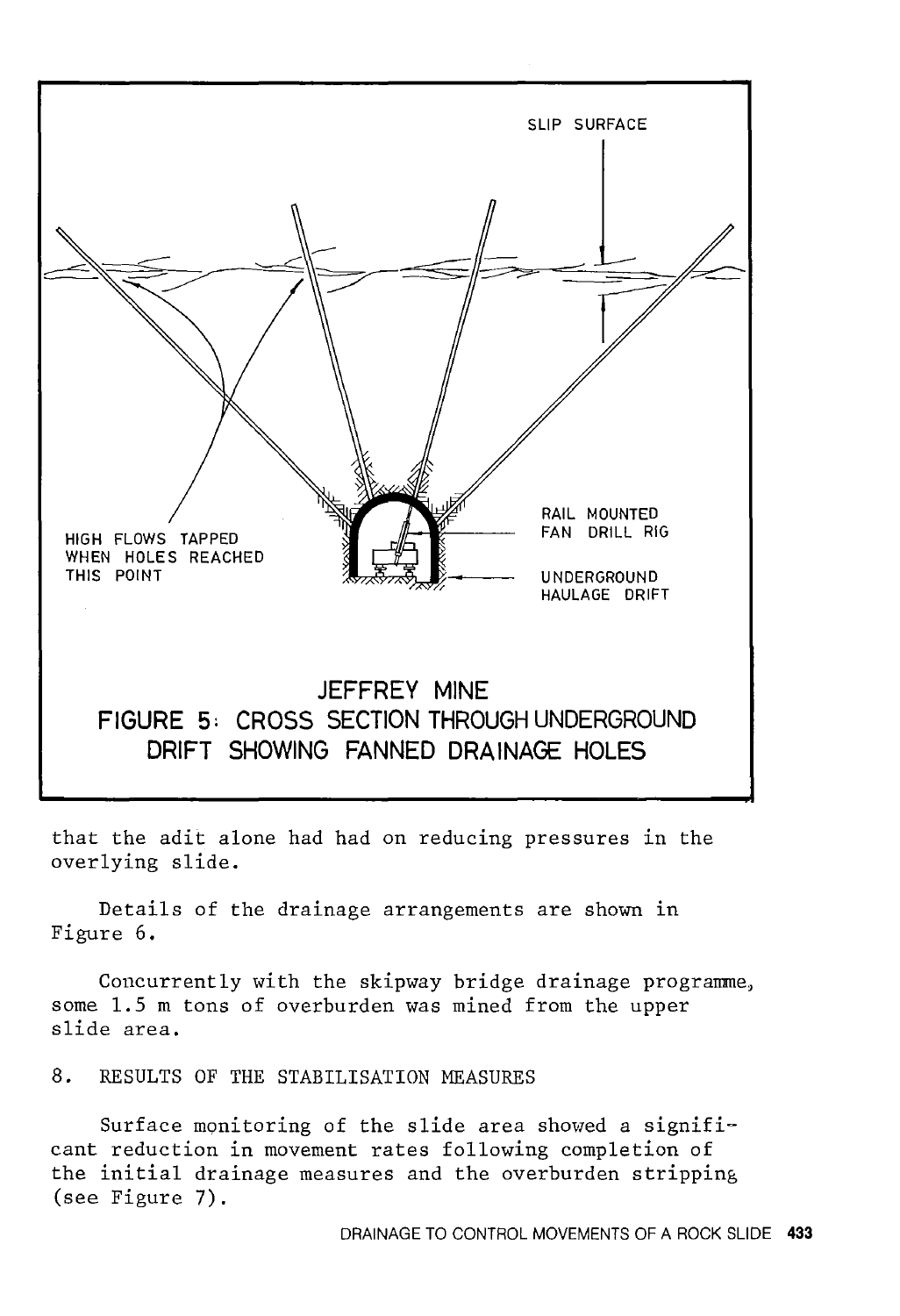SLIP SURFACE

HIGH FLOWS TAPPED WHEN HOLES REACHED THIS POINT

RAIL MOUNTED FAN DRILL RIG

UNDERGROUND HAULAGE DRIFT

JEFFREY MINE
FIGURE 5: CROSS SECTION THROUGH UNDERGROUND DRIFT SHOWING FANNED DRAINAGE HOLES

that the adit alone had had on reducing pressures in the overlying slide.

Details of the drainage arrangements are shown in Figure 6.

Concurrently with the skipway bridge drainage programme, some 1.5 m tons of overburden was mined from the upper slide area.

## 8. RESULTS OF THE STABILISATION MEASURES

Surface monitoring of the slide area showed a significant reduction in movement rates following completion of the initial drainage measures and the overburden stripping (see Figure 7).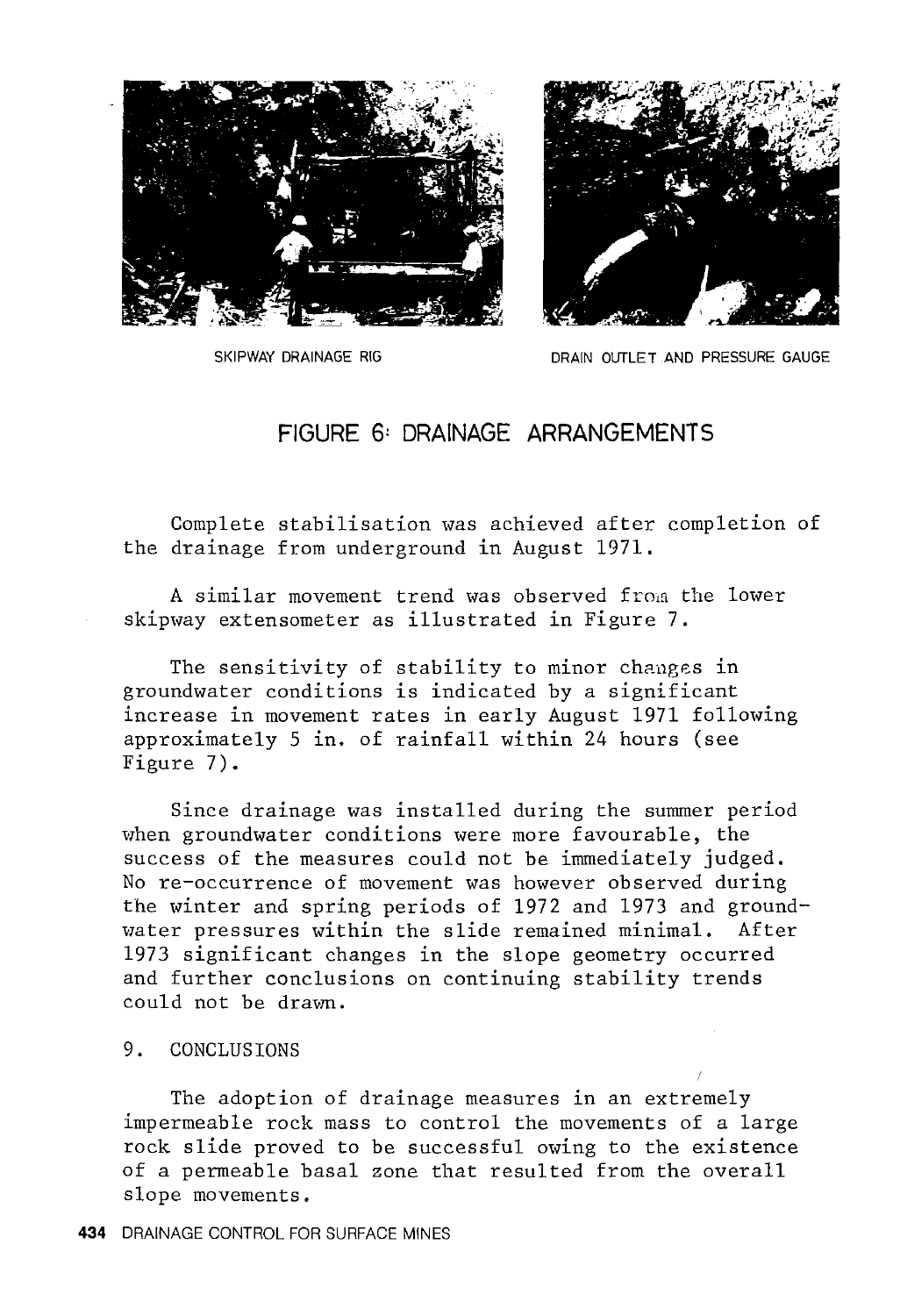SKIPWAY DRAINAGE RIG

DRAIN OUTLET AND PRESSURE GAUGE

FIGURE 6: DRAINAGE ARRANGEMENTS

Complete stabilisation was achieved after completion of the drainage from underground in August 1971.

A similar movement trend was observed from the lower skipway extensometer as illustrated in Figure 7.

The sensitivity of stability to minor changes in groundwater conditions is indicated by a significant increase in movement rates in early August 1971 following approximately 5 in. of rainfall within 24 hours (see Figure 7).

Since drainage was installed during the summer period when groundwater conditions were more favourable, the success of the measures could not be immediately judged. No re-occurrence of movement was however observed during the winter and spring periods of 1972 and 1973 and groundwater pressures within the slide remained minimal. After 1973 significant changes in the slope geometry occurred and further conclusions on continuing stability trends could not be drawn.

## 9. CONCLUSIONS

The adoption of drainage measures in an extremely impermeable rock mass to control the movements of a large rock slide proved to be successful owing to the existence of a permeable basal zone that resulted from the overall slope movements.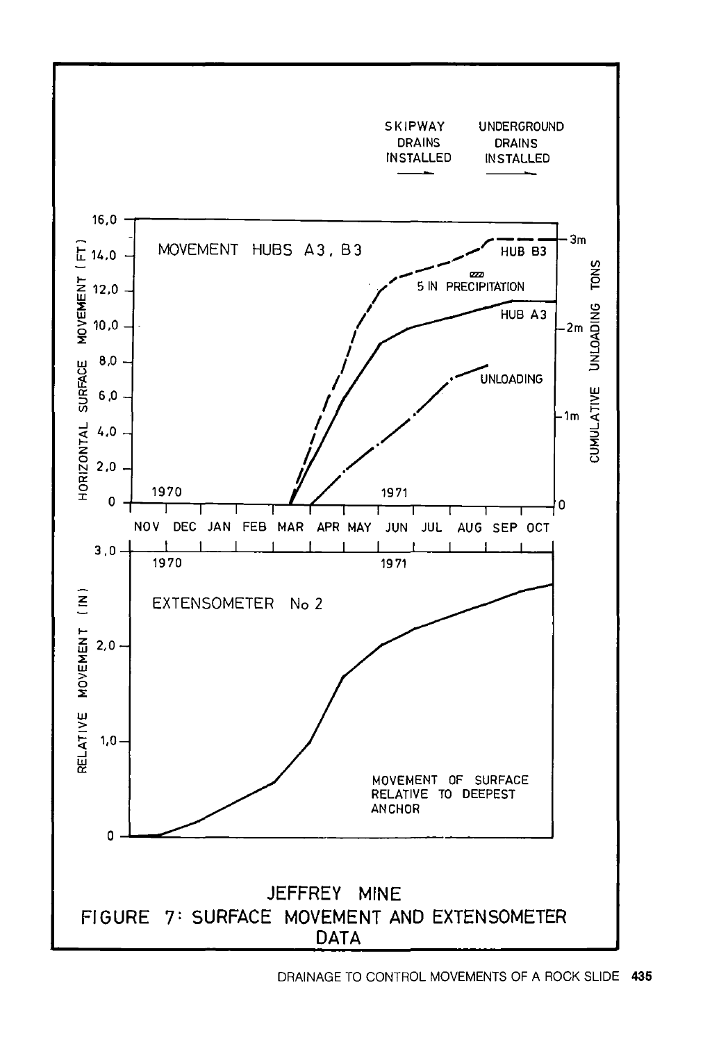JEFFREY MINE
FIGURE 7: SURFACE MOVEMENT AND EXTENSOMETER DATA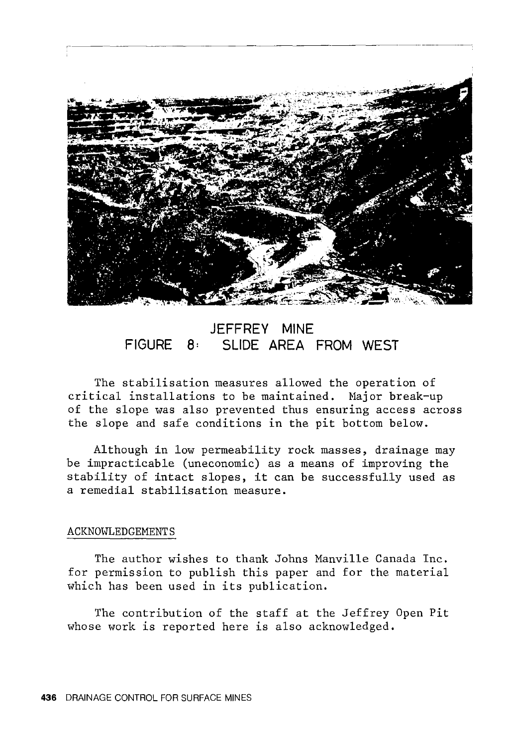JEFFREY MINE
FIGURE 8: SLIDE AREA FROM WEST

The stabilisation measures allowed the operation of critical installations to be maintained. Major break-up of the slope was also prevented thus ensuring access across the slope and safe conditions in the pit bottom below.

Although in low permeability rock masses, drainage may be impracticable (uneconomic) as a means of improving the stability of intact slopes, it can be successfully used as a remedial stabilisation measure.

## ACKNOWLEDGEMENTS

The author wishes to thank Johns Manville Canada Inc. for permission to publish this paper and for the material which has been used in its publication.

The contribution of the staff at the Jeffrey Open Pit whose work is reported here is also acknowledged.